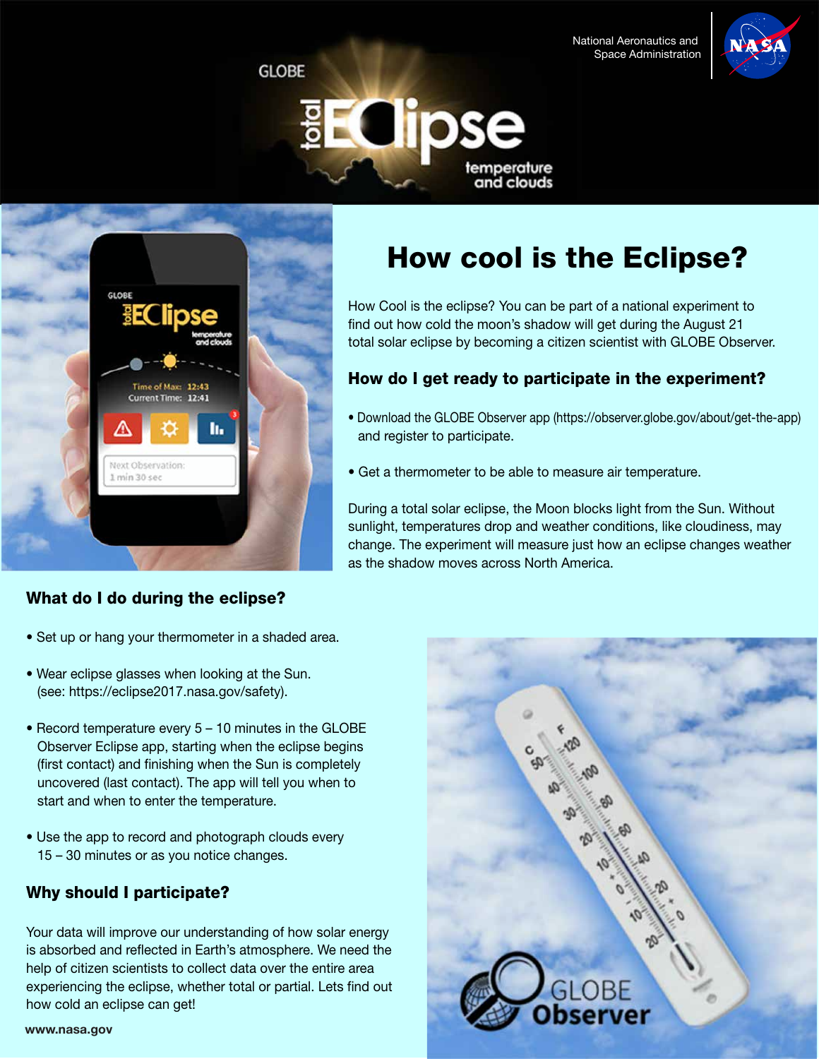GLOBE

total ECLipse

temperature and clouds

National Aeronautics and Space Administration

# How cool is the Eclipse?

How Cool is the eclipse? You can be part of a national experiment to find out how cold the moon's shadow will get during the August 21 total solar eclipse by becoming a citizen scientist with GLOBE Observer.

## How do I get ready to participate in the experiment?

- Download the GLOBE Observer app (https://observer.globe.gov/about/get-the-app) and register to participate.
- Get a thermometer to be able to measure air temperature.

During a total solar eclipse, the Moon blocks light from the Sun. Without sunlight, temperatures drop and weather conditions, like cloudiness, may change. The experiment will measure just how an eclipse changes weather as the shadow moves across North America.

## What do I do during the eclipse?

- Set up or hang your thermometer in a shaded area.
- Wear eclipse glasses when looking at the Sun. (see: https://eclipse2017.nasa.gov/safety).
- Record temperature every 5 – 10 minutes in the GLOBE Observer Eclipse app, starting when the eclipse begins (first contact) and finishing when the Sun is completely uncovered (last contact). The app will tell you when to start and when to enter the temperature.
- Use the app to record and photograph clouds every 15 – 30 minutes or as you notice changes.

## Why should I participate?

Your data will improve our understanding of how solar energy is absorbed and reflected in Earth's atmosphere. We need the help of citizen scientists to collect data over the entire area experiencing the eclipse, whether total or partial. Lets find out how cold an eclipse can get!

www.nasa.gov

GLOBE Observer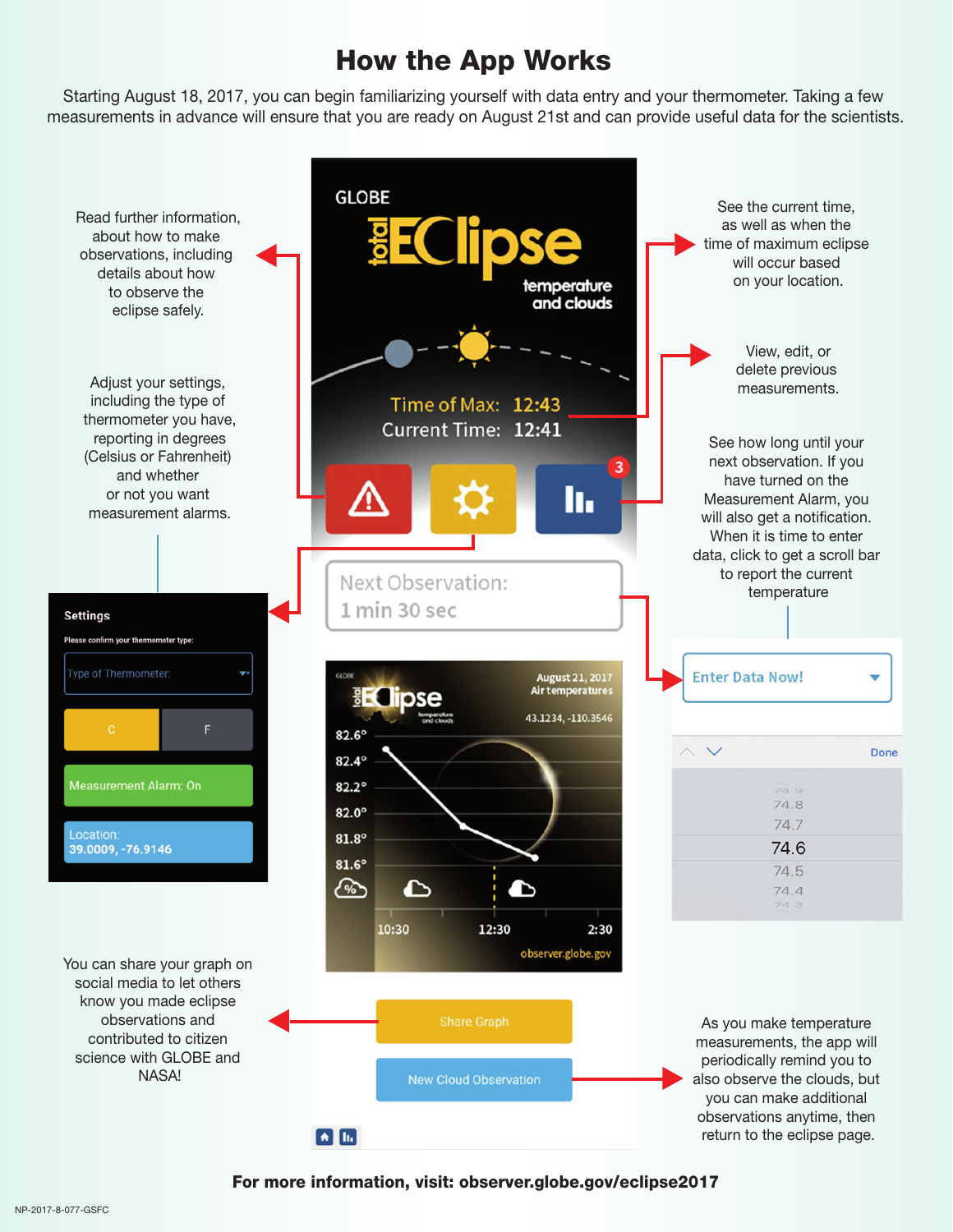# How the App Works

Starting August 18, 2017, you can begin familiarizing yourself with data entry and your thermometer. Taking a few measurements in advance will ensure that you are ready on August 21st and can provide useful data for the scientists.

Read further information, about how to make observations, including details about how to observe the eclipse safely.

Adjust your settings, including the type of thermometer you have, reporting in degrees (Celsius or Fahrenheit) and whether or not you want measurement alarms.

See the current time, as well as when the time of maximum eclipse will occur based on your location.

View, edit, or delete previous measurements.

See how long until your next observation. If you have turned on the Measurement Alarm, you will also get a notification. When it is time to enter data, click to get a scroll bar to report the current temperature

GLOBE

total ECLipse

temperature and clouds

Time of Max: 12:43

Current Time: 12:41

Next Observation:
1 min 30 sec

Settings

Please confirm your thermometer type:

Type of Thermometer:

C

F

Measurement Alarm: On

Location:
39.0009, -76.9146

Enter Data Now!

Done

74.9
74.8
74.7
74.6
74.5
74.4
74.3

GLOBE

total ECLipse

temperature and clouds

August 21, 2017
Air temperatures

43.1234, -110.3546

82.6°
82.4°
82.2°
82.0°
81.8°
81.6°

%

10:30
12:30
2:30

observer.globe.gov

You can share your graph on social media to let others know you made eclipse observations and contributed to citizen science with GLOBE and NASA!

Share Graph

New Cloud Observation

As you make temperature measurements, the app will periodically remind you to also observe the clouds, but you can make additional observations anytime, then return to the eclipse page.

**For more information, visit: observer.globe.gov/eclipse2017**

NP-2017-8-077-GSFC